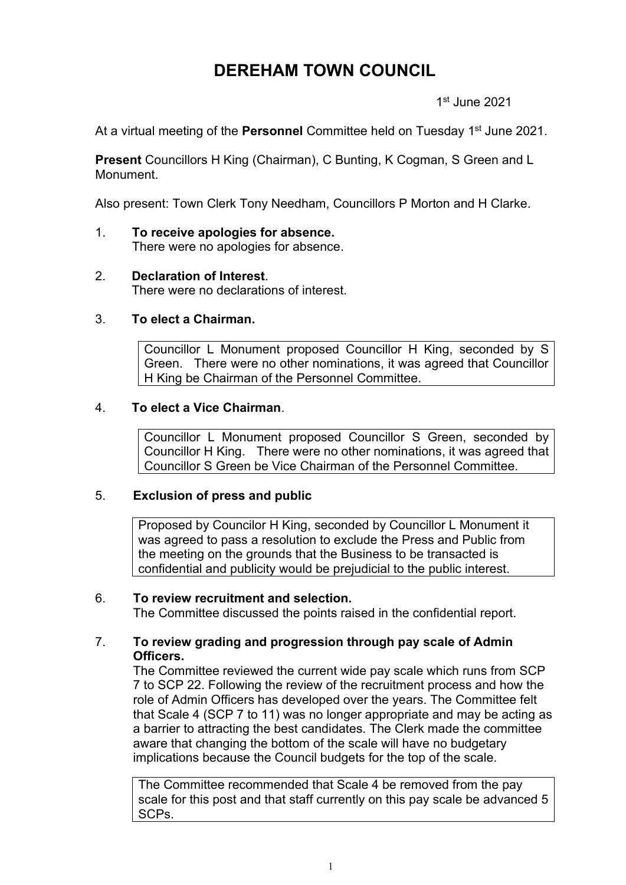# DEREHAM TOWN COUNCIL

1st June 2021

At a virtual meeting of the **Personnel** Committee held on Tuesday 1st June 2021.

**Present** Councillors H King (Chairman), C Bunting, K Cogman, S Green and L Monument.

Also present: Town Clerk Tony Needham, Councillors P Morton and H Clarke.

1. **To receive apologies for absence.**
   There were no apologies for absence.

2. **Declaration of Interest**.
   There were no declarations of interest.

3. **To elect a Chairman.**

   Councillor L Monument proposed Councillor H King, seconded by S Green. There were no other nominations, it was agreed that Councillor H King be Chairman of the Personnel Committee.

4. **To elect a Vice Chairman**.

   Councillor L Monument proposed Councillor S Green, seconded by Councillor H King. There were no other nominations, it was agreed that Councillor S Green be Vice Chairman of the Personnel Committee.

5. **Exclusion of press and public**

   Proposed by Councilor H King, seconded by Councillor L Monument it was agreed to pass a resolution to exclude the Press and Public from the meeting on the grounds that the Business to be transacted is confidential and publicity would be prejudicial to the public interest.

6. **To review recruitment and selection.**
   The Committee discussed the points raised in the confidential report.

7. **To review grading and progression through pay scale of Admin Officers.**
   The Committee reviewed the current wide pay scale which runs from SCP 7 to SCP 22. Following the review of the recruitment process and how the role of Admin Officers has developed over the years. The Committee felt that Scale 4 (SCP 7 to 11) was no longer appropriate and may be acting as a barrier to attracting the best candidates. The Clerk made the committee aware that changing the bottom of the scale will have no budgetary implications because the Council budgets for the top of the scale.

   The Committee recommended that Scale 4 be removed from the pay scale for this post and that staff currently on this pay scale be advanced 5 SCPs.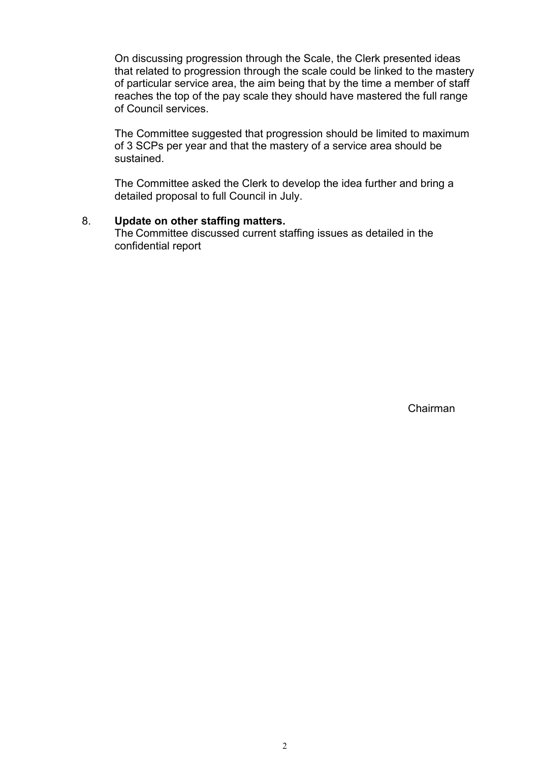On discussing progression through the Scale, the Clerk presented ideas that related to progression through the scale could be linked to the mastery of particular service area, the aim being that by the time a member of staff reaches the top of the pay scale they should have mastered the full range of Council services.

The Committee suggested that progression should be limited to maximum of 3 SCPs per year and that the mastery of a service area should be sustained.

The Committee asked the Clerk to develop the idea further and bring a detailed proposal to full Council in July.

8. **Update on other staffing matters.**
The Committee discussed current staffing issues as detailed in the confidential report

Chairman